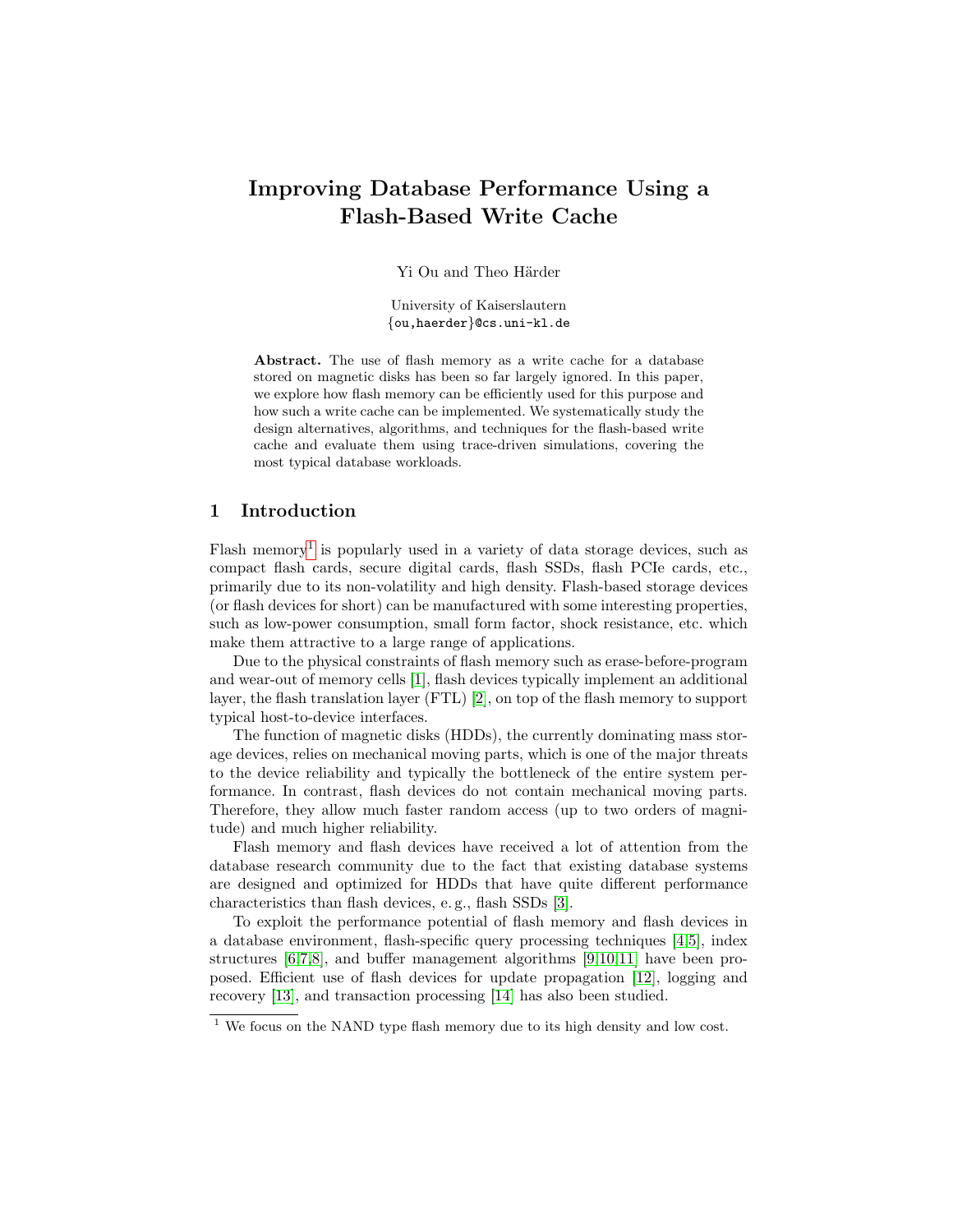# Improving Database Performance Using a Flash-Based Write Cache

Yi Ou and Theo Härder

University of Kaiserslautern
{ou,haerder}@cs.uni-kl.de

**Abstract.** The use of flash memory as a write cache for a database stored on magnetic disks has been so far largely ignored. In this paper, we explore how flash memory can be efficiently used for this purpose and how such a write cache can be implemented. We systematically study the design alternatives, algorithms, and techniques for the flash-based write cache and evaluate them using trace-driven simulations, covering the most typical database workloads.

## 1 Introduction

Flash memory[1] is popularly used in a variety of data storage devices, such as compact flash cards, secure digital cards, flash SSDs, flash PCIe cards, etc., primarily due to its non-volatility and high density. Flash-based storage devices (or flash devices for short) can be manufactured with some interesting properties, such as low-power consumption, small form factor, shock resistance, etc. which make them attractive to a large range of applications.

Due to the physical constraints of flash memory such as erase-before-program and wear-out of memory cells [1], flash devices typically implement an additional layer, the flash translation layer (FTL) [2], on top of the flash memory to support typical host-to-device interfaces.

The function of magnetic disks (HDDs), the currently dominating mass storage devices, relies on mechanical moving parts, which is one of the major threats to the device reliability and typically the bottleneck of the entire system performance. In contrast, flash devices do not contain mechanical moving parts. Therefore, they allow much faster random access (up to two orders of magnitude) and much higher reliability.

Flash memory and flash devices have received a lot of attention from the database research community due to the fact that existing database systems are designed and optimized for HDDs that have quite different performance characteristics than flash devices, e. g., flash SSDs [3].

To exploit the performance potential of flash memory and flash devices in a database environment, flash-specific query processing techniques [4,5], index structures [6,7,8], and buffer management algorithms [9,10,11] have been proposed. Efficient use of flash devices for update propagation [12], logging and recovery [13], and transaction processing [14] has also been studied.

[1] We focus on the NAND type flash memory due to its high density and low cost.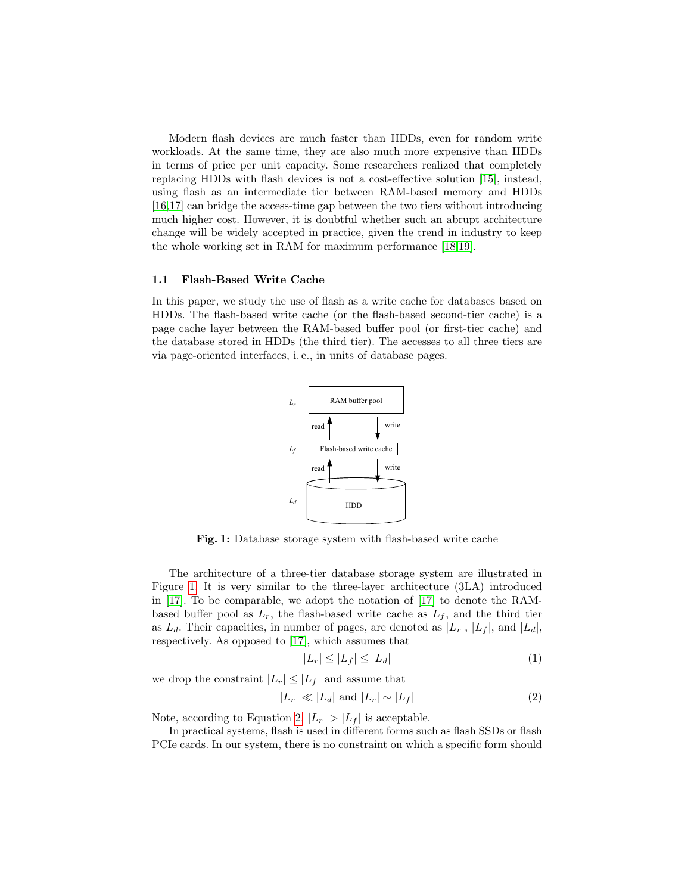Modern flash devices are much faster than HDDs, even for random write workloads. At the same time, they are also much more expensive than HDDs in terms of price per unit capacity. Some researchers realized that completely replacing HDDs with flash devices is not a cost-effective solution [15], instead, using flash as an intermediate tier between RAM-based memory and HDDs [16,17] can bridge the access-time gap between the two tiers without introducing much higher cost. However, it is doubtful whether such an abrupt architecture change will be widely accepted in practice, given the trend in industry to keep the whole working set in RAM for maximum performance [18,19].

### 1.1 Flash-Based Write Cache

In this paper, we study the use of flash as a write cache for databases based on HDDs. The flash-based write cache (or the flash-based second-tier cache) is a page cache layer between the RAM-based buffer pool (or first-tier cache) and the database stored in HDDs (the third tier). The accesses to all three tiers are via page-oriented interfaces, i. e., in units of database pages.

Fig. 1: Database storage system with flash-based write cache

The architecture of a three-tier database storage system are illustrated in Figure 1. It is very similar to the three-layer architecture (3LA) introduced in [17]. To be comparable, we adopt the notation of [17] to denote the RAM-based buffer pool as $L_r$, the flash-based write cache as $L_f$, and the third tier as $L_d$. Their capacities, in number of pages, are denoted as $|L_r|$, $|L_f|$, and $|L_d|$, respectively. As opposed to [17], which assumes that

$$|L_r| \leq |L_f| \leq |L_d| \tag{1}$$

we drop the constraint $|L_r| \leq |L_f|$ and assume that

$$|L_r| \ll |L_d| \text{ and } |L_r| \sim |L_f| \tag{2}$$

Note, according to Equation 2, $|L_r| > |L_f|$ is acceptable.

In practical systems, flash is used in different forms such as flash SSDs or flash PCIe cards. In our system, there is no constraint on which a specific form should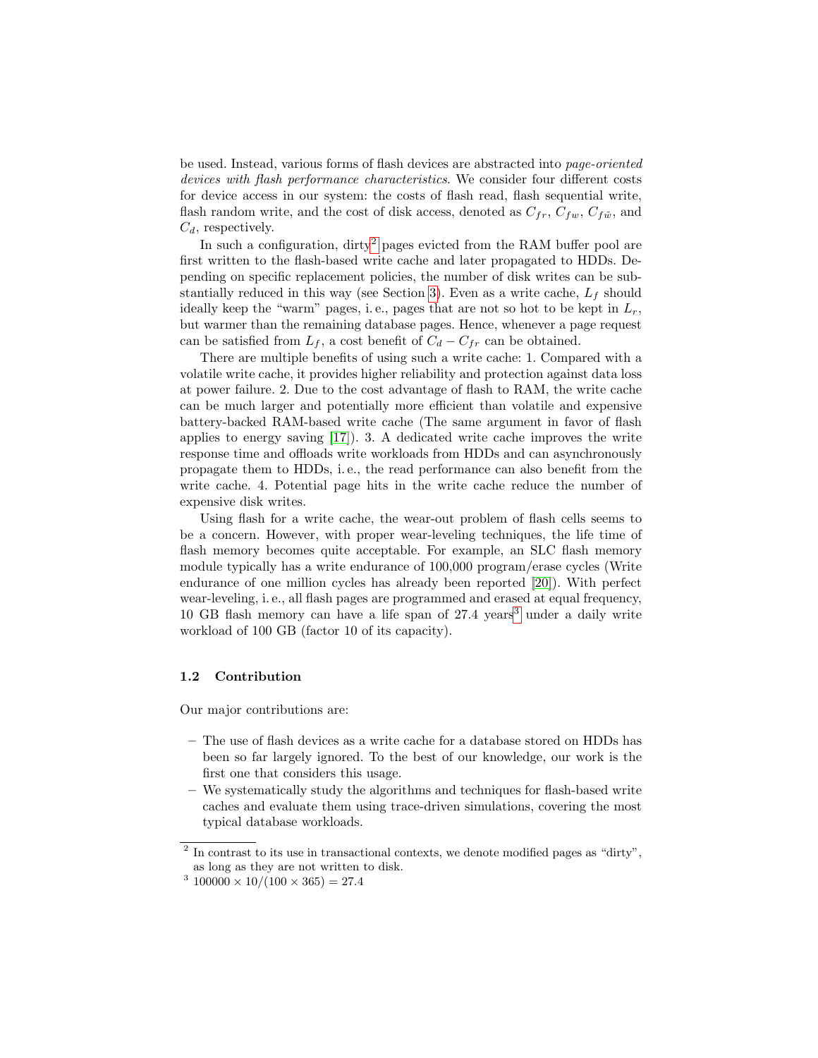be used. Instead, various forms of flash devices are abstracted into *page-oriented devices with flash performance characteristics*. We consider four different costs for device access in our system: the costs of flash read, flash sequential write, flash random write, and the cost of disk access, denoted as $C_{fr}$, $C_{fw}$, $C_{f\tilde{w}}$, and $C_d$, respectively.

In such a configuration, dirty[2] pages evicted from the RAM buffer pool are first written to the flash-based write cache and later propagated to HDDs. Depending on specific replacement policies, the number of disk writes can be substantially reduced in this way (see Section 3). Even as a write cache, $L_f$ should ideally keep the "warm" pages, i. e., pages that are not so hot to be kept in $L_r$, but warmer than the remaining database pages. Hence, whenever a page request can be satisfied from $L_f$, a cost benefit of $C_d - C_{fr}$ can be obtained.

There are multiple benefits of using such a write cache: 1. Compared with a volatile write cache, it provides higher reliability and protection against data loss at power failure. 2. Due to the cost advantage of flash to RAM, the write cache can be much larger and potentially more efficient than volatile and expensive battery-backed RAM-based write cache (The same argument in favor of flash applies to energy saving [17]). 3. A dedicated write cache improves the write response time and offloads write workloads from HDDs and can asynchronously propagate them to HDDs, i. e., the read performance can also benefit from the write cache. 4. Potential page hits in the write cache reduce the number of expensive disk writes.

Using flash for a write cache, the wear-out problem of flash cells seems to be a concern. However, with proper wear-leveling techniques, the life time of flash memory becomes quite acceptable. For example, an SLC flash memory module typically has a write endurance of 100,000 program/erase cycles (Write endurance of one million cycles has already been reported [20]). With perfect wear-leveling, i. e., all flash pages are programmed and erased at equal frequency, 10 GB flash memory can have a life span of 27.4 years[3] under a daily write workload of 100 GB (factor 10 of its capacity).

### 1.2 Contribution

Our major contributions are:

- The use of flash devices as a write cache for a database stored on HDDs has been so far largely ignored. To the best of our knowledge, our work is the first one that considers this usage.
- We systematically study the algorithms and techniques for flash-based write caches and evaluate them using trace-driven simulations, covering the most typical database workloads.

---

[2] In contrast to its use in transactional contexts, we denote modified pages as "dirty", as long as they are not written to disk.

[3] $100000 \times 10/(100 \times 365) = 27.4$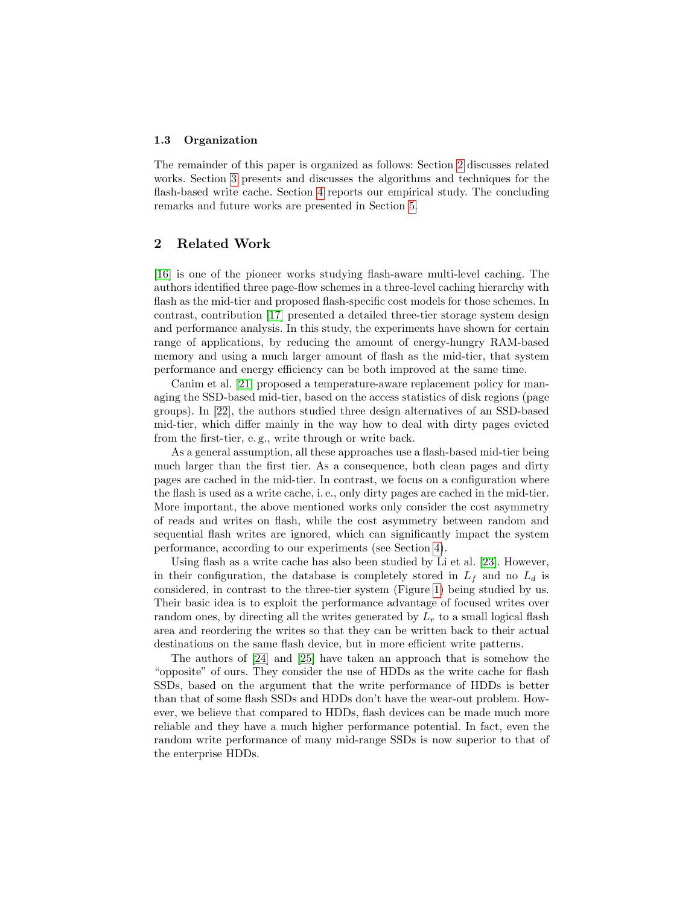### 1.3 Organization

The remainder of this paper is organized as follows: Section 2 discusses related works. Section 3 presents and discusses the algorithms and techniques for the flash-based write cache. Section 4 reports our empirical study. The concluding remarks and future works are presented in Section 5.

## 2 Related Work

[16] is one of the pioneer works studying flash-aware multi-level caching. The authors identified three page-flow schemes in a three-level caching hierarchy with flash as the mid-tier and proposed flash-specific cost models for those schemes. In contrast, contribution [17] presented a detailed three-tier storage system design and performance analysis. In this study, the experiments have shown for certain range of applications, by reducing the amount of energy-hungry RAM-based memory and using a much larger amount of flash as the mid-tier, that system performance and energy efficiency can be both improved at the same time.

Canim et al. [21] proposed a temperature-aware replacement policy for managing the SSD-based mid-tier, based on the access statistics of disk regions (page groups). In [22], the authors studied three design alternatives of an SSD-based mid-tier, which differ mainly in the way how to deal with dirty pages evicted from the first-tier, e. g., write through or write back.

As a general assumption, all these approaches use a flash-based mid-tier being much larger than the first tier. As a consequence, both clean pages and dirty pages are cached in the mid-tier. In contrast, we focus on a configuration where the flash is used as a write cache, i. e., only dirty pages are cached in the mid-tier. More important, the above mentioned works only consider the cost asymmetry of reads and writes on flash, while the cost asymmetry between random and sequential flash writes are ignored, which can significantly impact the system performance, according to our experiments (see Section 4).

Using flash as a write cache has also been studied by Li et al. [23]. However, in their configuration, the database is completely stored in $L_f$ and no $L_d$ is considered, in contrast to the three-tier system (Figure 1) being studied by us. Their basic idea is to exploit the performance advantage of focused writes over random ones, by directing all the writes generated by $L_r$ to a small logical flash area and reordering the writes so that they can be written back to their actual destinations on the same flash device, but in more efficient write patterns.

The authors of [24] and [25] have taken an approach that is somehow the "opposite" of ours. They consider the use of HDDs as the write cache for flash SSDs, based on the argument that the write performance of HDDs is better than that of some flash SSDs and HDDs don't have the wear-out problem. However, we believe that compared to HDDs, flash devices can be made much more reliable and they have a much higher performance potential. In fact, even the random write performance of many mid-range SSDs is now superior to that of the enterprise HDDs.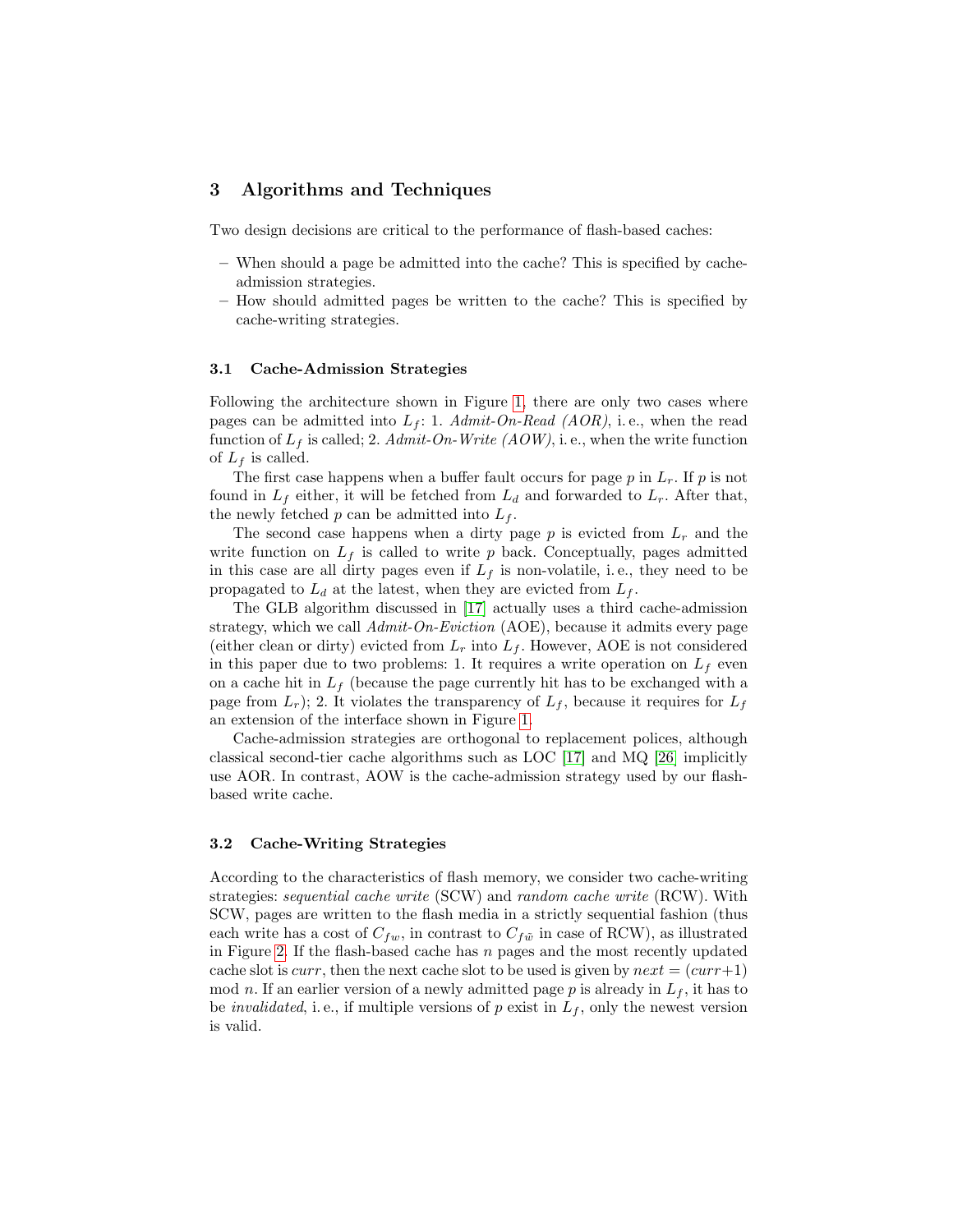## 3 Algorithms and Techniques

Two design decisions are critical to the performance of flash-based caches:

- When should a page be admitted into the cache? This is specified by cache-admission strategies.
- How should admitted pages be written to the cache? This is specified by cache-writing strategies.

### 3.1 Cache-Admission Strategies

Following the architecture shown in Figure 1, there are only two cases where pages can be admitted into $L_f$: 1. *Admit-On-Read (AOR)*, i. e., when the read function of $L_f$ is called; 2. *Admit-On-Write (AOW)*, i. e., when the write function of $L_f$ is called.

The first case happens when a buffer fault occurs for page $p$ in $L_r$. If $p$ is not found in $L_f$ either, it will be fetched from $L_d$ and forwarded to $L_r$. After that, the newly fetched $p$ can be admitted into $L_f$.

The second case happens when a dirty page $p$ is evicted from $L_r$ and the write function on $L_f$ is called to write $p$ back. Conceptually, pages admitted in this case are all dirty pages even if $L_f$ is non-volatile, i. e., they need to be propagated to $L_d$ at the latest, when they are evicted from $L_f$.

The GLB algorithm discussed in [17] actually uses a third cache-admission strategy, which we call *Admit-On-Eviction* (AOE), because it admits every page (either clean or dirty) evicted from $L_r$ into $L_f$. However, AOE is not considered in this paper due to two problems: 1. It requires a write operation on $L_f$ even on a cache hit in $L_f$ (because the page currently hit has to be exchanged with a page from $L_r$); 2. It violates the transparency of $L_f$, because it requires for $L_f$ an extension of the interface shown in Figure 1.

Cache-admission strategies are orthogonal to replacement polices, although classical second-tier cache algorithms such as LOC [17] and MQ [26] implicitly use AOR. In contrast, AOW is the cache-admission strategy used by our flash-based write cache.

### 3.2 Cache-Writing Strategies

According to the characteristics of flash memory, we consider two cache-writing strategies: *sequential cache write* (SCW) and *random cache write* (RCW). With SCW, pages are written to the flash media in a strictly sequential fashion (thus each write has a cost of $C_{fw}$, in contrast to $C_{f\tilde{w}}$ in case of RCW), as illustrated in Figure 2. If the flash-based cache has $n$ pages and the most recently updated cache slot is $curr$, then the next cache slot to be used is given by $next = (curr+1) \bmod n$. If an earlier version of a newly admitted page $p$ is already in $L_f$, it has to be *invalidated*, i. e., if multiple versions of $p$ exist in $L_f$, only the newest version is valid.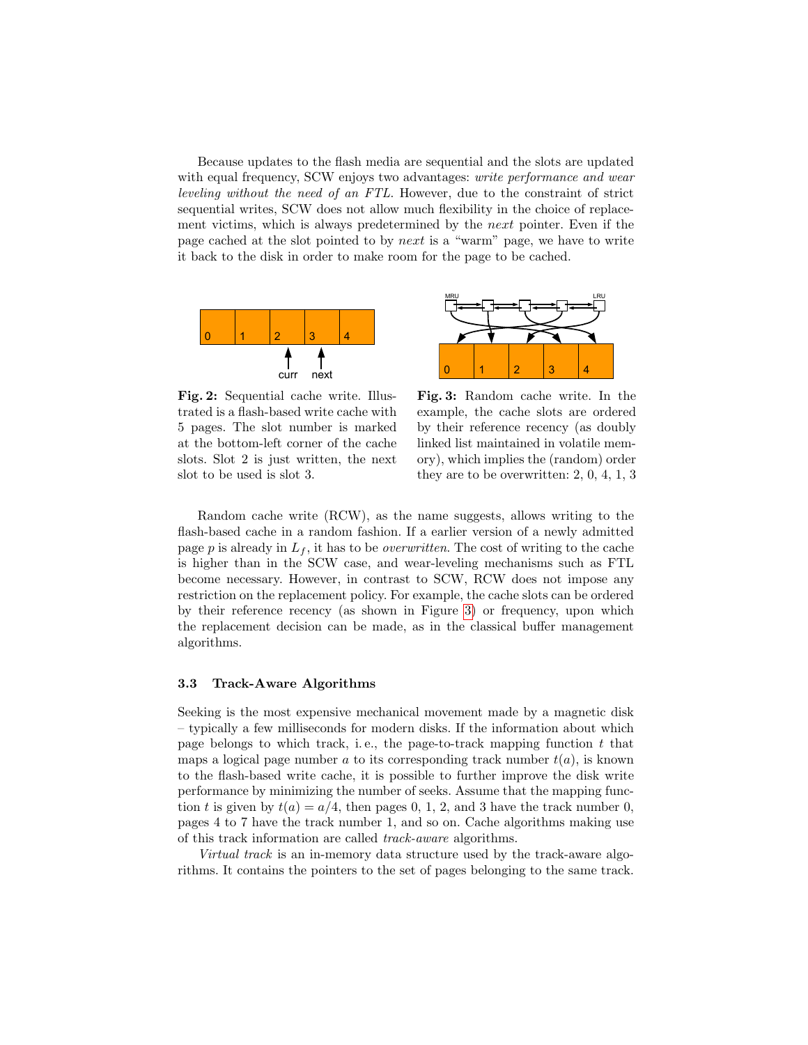Because updates to the flash media are sequential and the slots are updated with equal frequency, SCW enjoys two advantages: *write performance and wear leveling without the need of an FTL*. However, due to the constraint of strict sequential writes, SCW does not allow much flexibility in the choice of replacement victims, which is always predetermined by the *next* pointer. Even if the page cached at the slot pointed to by *next* is a "warm" page, we have to write it back to the disk in order to make room for the page to be cached.

**Fig. 2:** Sequential cache write. Illustrated is a flash-based write cache with 5 pages. The slot number is marked at the bottom-left corner of the cache slots. Slot 2 is just written, the next slot to be used is slot 3.

**Fig. 3:** Random cache write. In the example, the cache slots are ordered by their reference recency (as doubly linked list maintained in volatile memory), which implies the (random) order they are to be overwritten: 2, 0, 4, 1, 3

Random cache write (RCW), as the name suggests, allows writing to the flash-based cache in a random fashion. If a earlier version of a newly admitted page $p$ is already in $L_f$, it has to be *overwritten*. The cost of writing to the cache is higher than in the SCW case, and wear-leveling mechanisms such as FTL become necessary. However, in contrast to SCW, RCW does not impose any restriction on the replacement policy. For example, the cache slots can be ordered by their reference recency (as shown in Figure 3) or frequency, upon which the replacement decision can be made, as in the classical buffer management algorithms.

### 3.3 Track-Aware Algorithms

Seeking is the most expensive mechanical movement made by a magnetic disk – typically a few milliseconds for modern disks. If the information about which page belongs to which track, i. e., the page-to-track mapping function $t$ that maps a logical page number $a$ to its corresponding track number $t(a)$, is known to the flash-based write cache, it is possible to further improve the disk write performance by minimizing the number of seeks. Assume that the mapping function $t$ is given by $t(a) = a/4$, then pages 0, 1, 2, and 3 have the track number 0, pages 4 to 7 have the track number 1, and so on. Cache algorithms making use of this track information are called *track-aware* algorithms.

*Virtual track* is an in-memory data structure used by the track-aware algorithms. It contains the pointers to the set of pages belonging to the same track.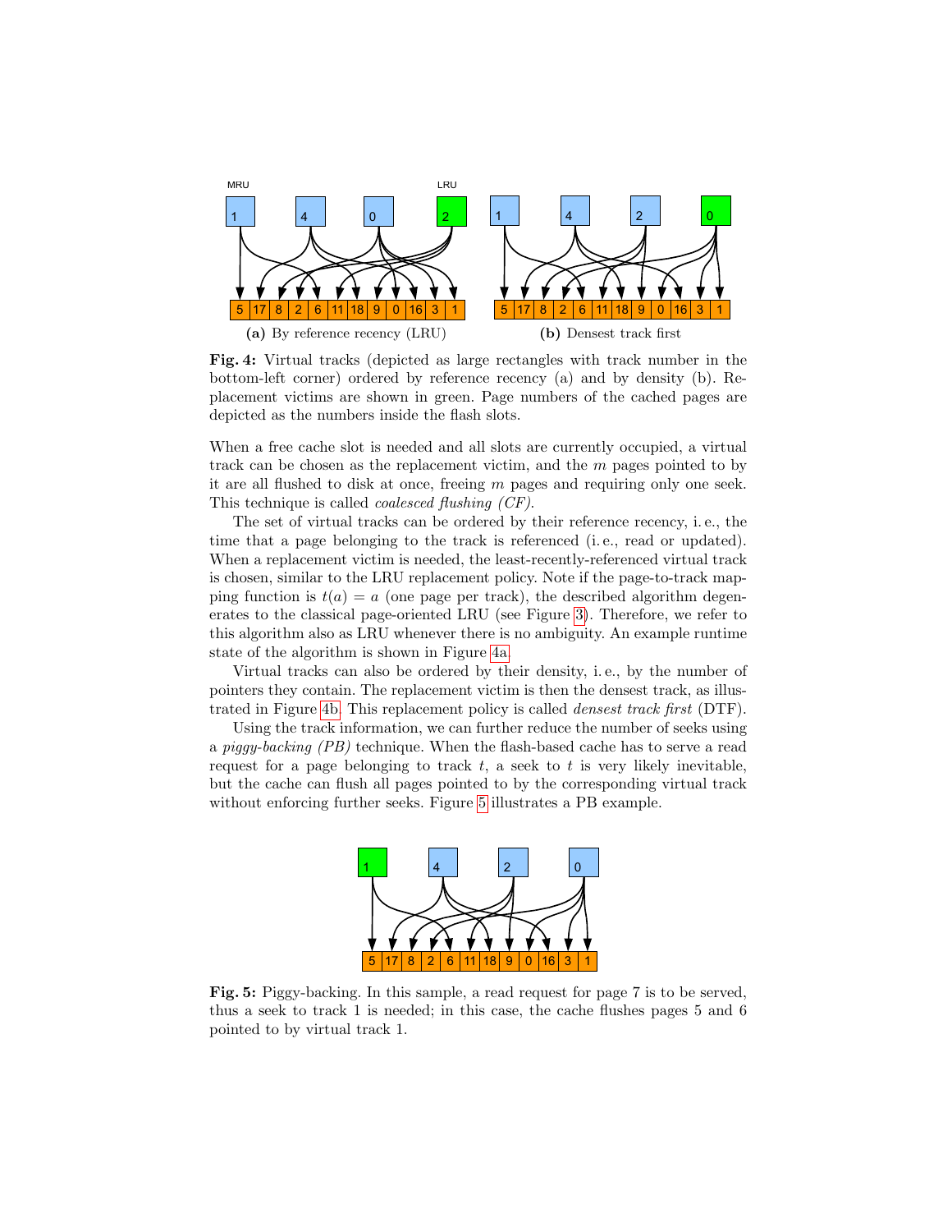**(a)** By reference recency (LRU)

**(b)** Dense­st track first

**Fig. 4:** Virtual tracks (depicted as large rectangles with track number in the bottom-left corner) ordered by reference recency (a) and by density (b). Replacement victims are shown in green. Page numbers of the cached pages are depicted as the numbers inside the flash slots.

When a free cache slot is needed and all slots are currently occupied, a virtual track can be chosen as the replacement victim, and the $m$ pages pointed to by it are all flushed to disk at once, freeing $m$ pages and requiring only one seek. This technique is called *coalesced flushing (CF)*.

The set of virtual tracks can be ordered by their reference recency, i. e., the time that a page belonging to the track is referenced (i. e., read or updated). When a replacement victim is needed, the least-recently-referenced virtual track is chosen, similar to the LRU replacement policy. Note if the page-to-track mapping function is $t(a) = a$ (one page per track), the described algorithm degenerates to the classical page-oriented LRU (see Figure 3). Therefore, we refer to this algorithm also as LRU whenever there is no ambiguity. An example runtime state of the algorithm is shown in Figure 4a.

Virtual tracks can also be ordered by their density, i. e., by the number of pointers they contain. The replacement victim is then the densest track, as illustrated in Figure 4b. This replacement policy is called *densest track first* (DTF).

Using the track information, we can further reduce the number of seeks using a *piggy-backing (PB)* technique. When the flash-based cache has to serve a read request for a page belonging to track $t$, a seek to $t$ is very likely inevitable, but the cache can flush all pages pointed to by the corresponding virtual track without enforcing further seeks. Figure 5 illustrates a PB example.

**Fig. 5:** Piggy-backing. In this sample, a read request for page 7 is to be served, thus a seek to track 1 is needed; in this case, the cache flushes pages 5 and 6 pointed to by virtual track 1.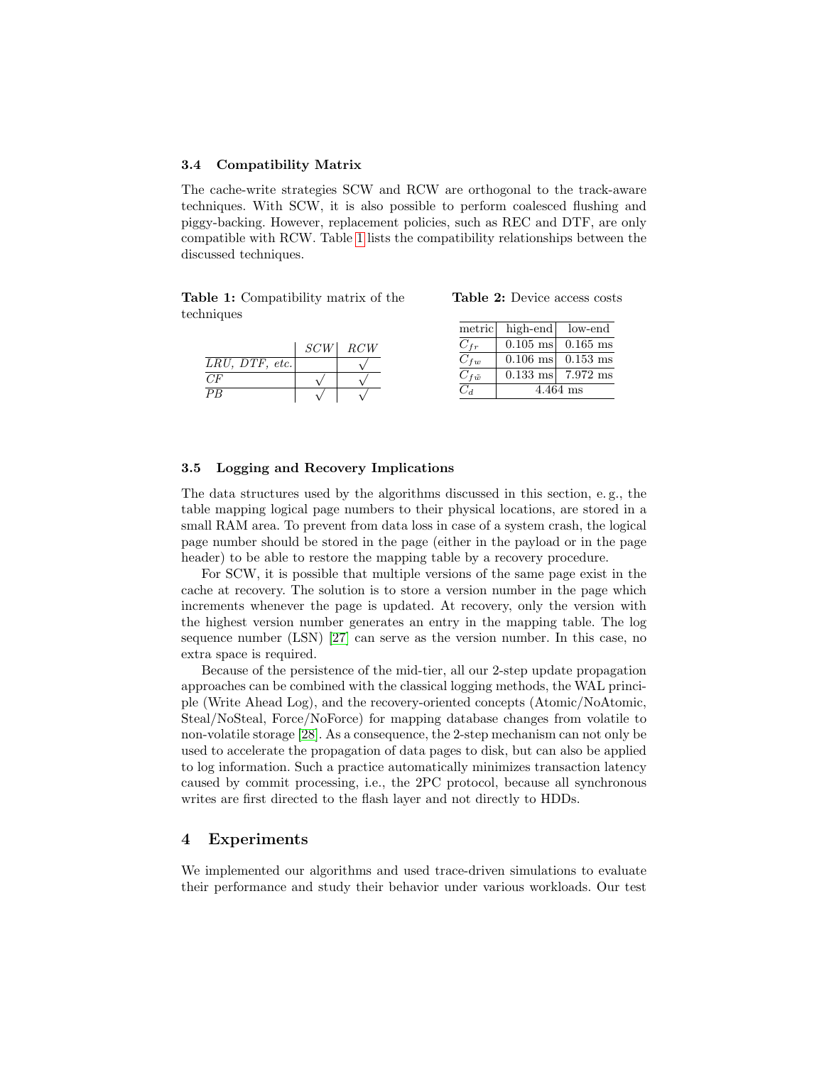### 3.4 Compatibility Matrix

The cache-write strategies SCW and RCW are orthogonal to the track-aware techniques. With SCW, it is also possible to perform coalesced flushing and piggy-backing. However, replacement policies, such as REC and DTF, are only compatible with RCW. Table 1 lists the compatibility relationships between the discussed techniques.

**Table 1:** Compatibility matrix of the techniques

| | *SCW* | *RCW* |
|---|---|---|
| *LRU, DTF, etc.* | | √ |
| *CF* | √ | √ |
| *PB* | √ | √ |

**Table 2:** Device access costs

| metric | high-end | low-end |
|---|---|---|
| $C_{fr}$ | 0.105 ms | 0.165 ms |
| $C_{fw}$ | 0.106 ms | 0.153 ms |
| $C_{f\tilde{w}}$ | 0.133 ms | 7.972 ms |
| $C_d$ | 4.464 ms | |

### 3.5 Logging and Recovery Implications

The data structures used by the algorithms discussed in this section, e. g., the table mapping logical page numbers to their physical locations, are stored in a small RAM area. To prevent from data loss in case of a system crash, the logical page number should be stored in the page (either in the payload or in the page header) to be able to restore the mapping table by a recovery procedure.

For SCW, it is possible that multiple versions of the same page exist in the cache at recovery. The solution is to store a version number in the page which increments whenever the page is updated. At recovery, only the version with the highest version number generates an entry in the mapping table. The log sequence number (LSN) [27] can serve as the version number. In this case, no extra space is required.

Because of the persistence of the mid-tier, all our 2-step update propagation approaches can be combined with the classical logging methods, the WAL principle (Write Ahead Log), and the recovery-oriented concepts (Atomic/NoAtomic, Steal/NoSteal, Force/NoForce) for mapping database changes from volatile to non-volatile storage [28]. As a consequence, the 2-step mechanism can not only be used to accelerate the propagation of data pages to disk, but can also be applied to log information. Such a practice automatically minimizes transaction latency caused by commit processing, i.e., the 2PC protocol, because all synchronous writes are first directed to the flash layer and not directly to HDDs.

## 4 Experiments

We implemented our algorithms and used trace-driven simulations to evaluate their performance and study their behavior under various workloads. Our test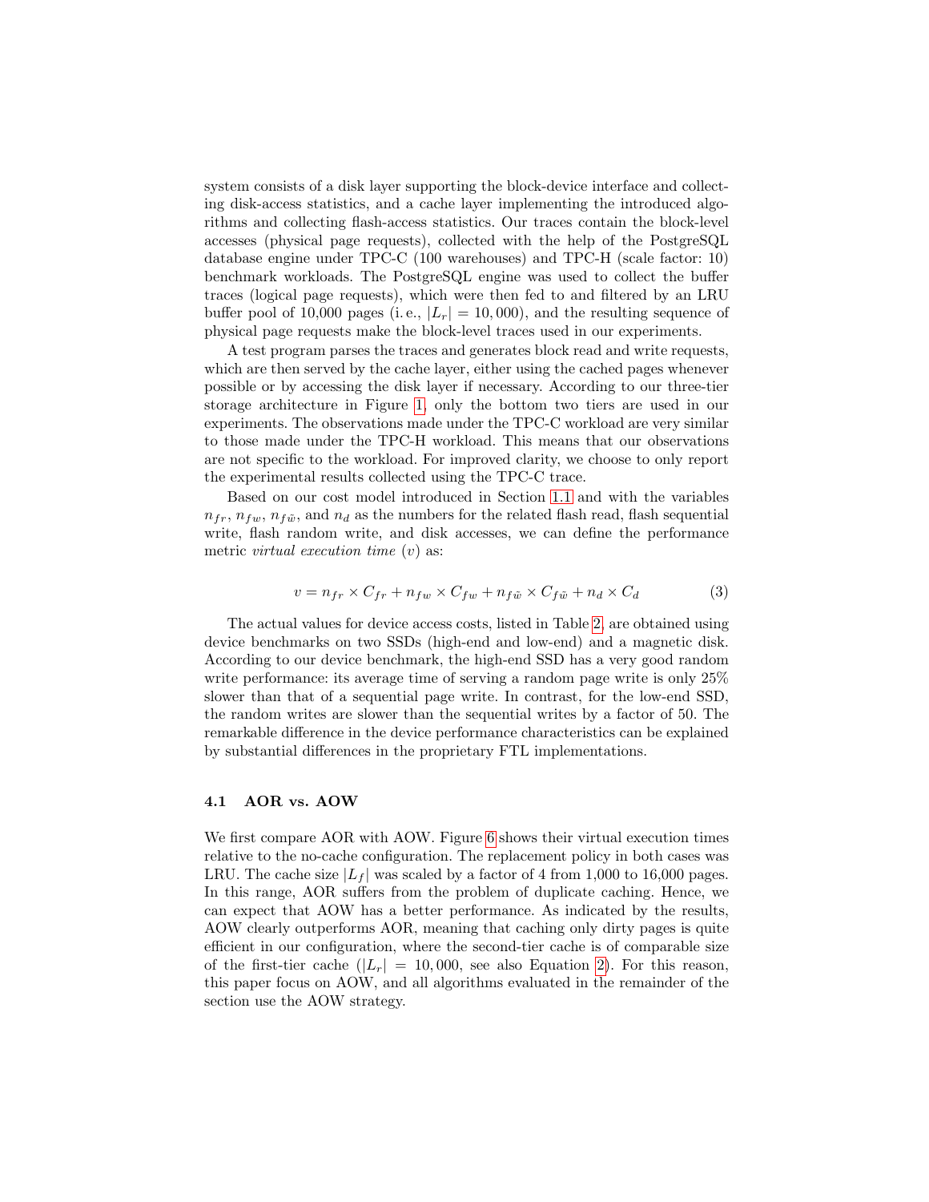system consists of a disk layer supporting the block-device interface and collecting disk-access statistics, and a cache layer implementing the introduced algorithms and collecting flash-access statistics. Our traces contain the block-level accesses (physical page requests), collected with the help of the PostgreSQL database engine under TPC-C (100 warehouses) and TPC-H (scale factor: 10) benchmark workloads. The PostgreSQL engine was used to collect the buffer traces (logical page requests), which were then fed to and filtered by an LRU buffer pool of 10,000 pages (i. e., $|L_r| = 10,000$), and the resulting sequence of physical page requests make the block-level traces used in our experiments.

A test program parses the traces and generates block read and write requests, which are then served by the cache layer, either using the cached pages whenever possible or by accessing the disk layer if necessary. According to our three-tier storage architecture in Figure 1, only the bottom two tiers are used in our experiments. The observations made under the TPC-C workload are very similar to those made under the TPC-H workload. This means that our observations are not specific to the workload. For improved clarity, we choose to only report the experimental results collected using the TPC-C trace.

Based on our cost model introduced in Section 1.1 and with the variables $n_{fr}$, $n_{fw}$, $n_{f\tilde{w}}$, and $n_d$ as the numbers for the related flash read, flash sequential write, flash random write, and disk accesses, we can define the performance metric *virtual execution time* ($v$) as:

$$v = n_{fr} \times C_{fr} + n_{fw} \times C_{fw} + n_{f\tilde{w}} \times C_{f\tilde{w}} + n_d \times C_d \tag{3}$$

The actual values for device access costs, listed in Table 2, are obtained using device benchmarks on two SSDs (high-end and low-end) and a magnetic disk. According to our device benchmark, the high-end SSD has a very good random write performance: its average time of serving a random page write is only 25% slower than that of a sequential page write. In contrast, for the low-end SSD, the random writes are slower than the sequential writes by a factor of 50. The remarkable difference in the device performance characteristics can be explained by substantial differences in the proprietary FTL implementations.

### 4.1 AOR vs. AOW

We first compare AOR with AOW. Figure 6 shows their virtual execution times relative to the no-cache configuration. The replacement policy in both cases was LRU. The cache size $|L_f|$ was scaled by a factor of 4 from 1,000 to 16,000 pages. In this range, AOR suffers from the problem of duplicate caching. Hence, we can expect that AOW has a better performance. As indicated by the results, AOW clearly outperforms AOR, meaning that caching only dirty pages is quite efficient in our configuration, where the second-tier cache is of comparable size of the first-tier cache ($|L_r| = 10,000$, see also Equation 2). For this reason, this paper focus on AOW, and all algorithms evaluated in the remainder of the section use the AOW strategy.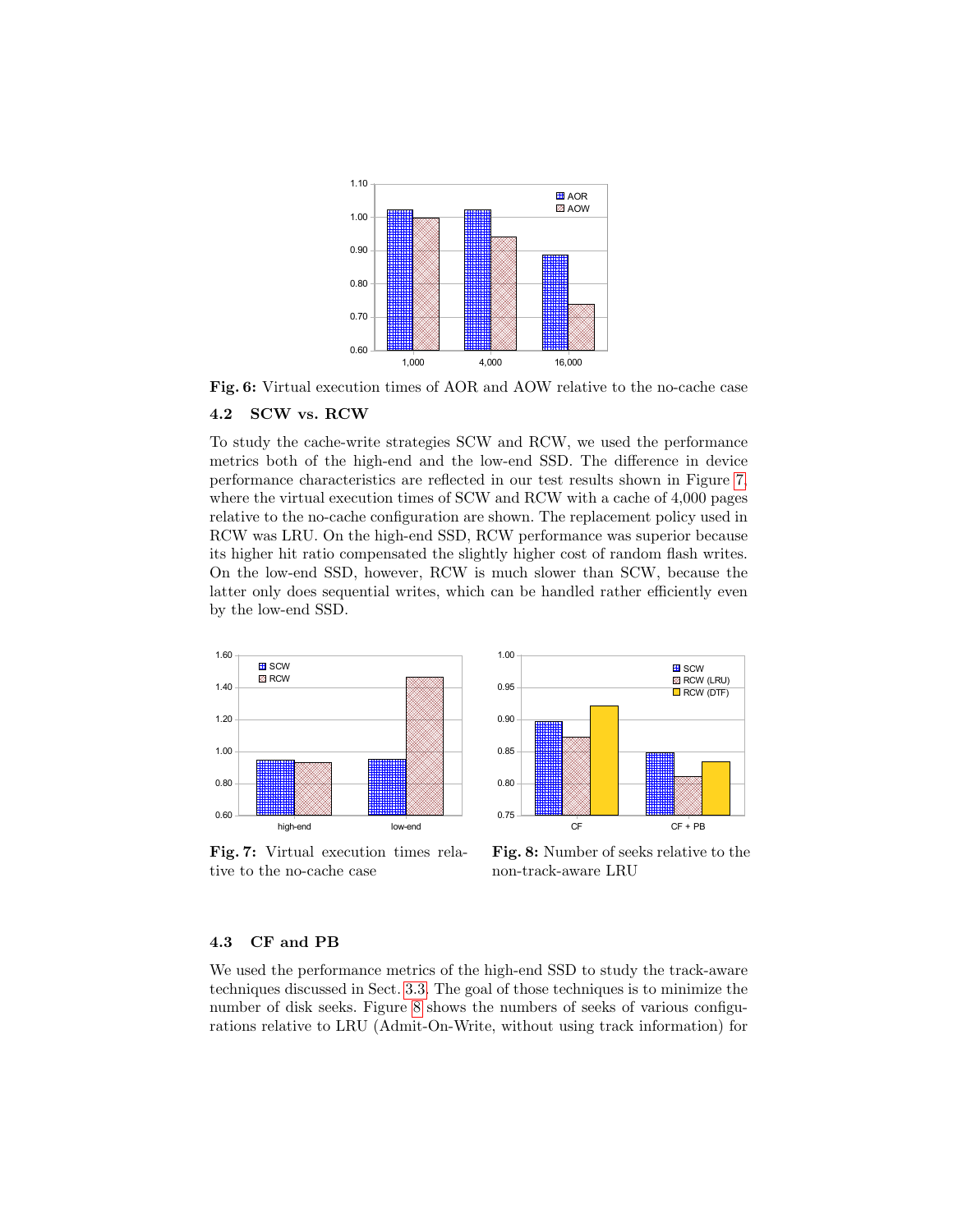**Fig. 6:** Virtual execution times of AOR and AOW relative to the no-cache case

### 4.2 SCW vs. RCW

To study the cache-write strategies SCW and RCW, we used the performance metrics both of the high-end and the low-end SSD. The difference in device performance characteristics are reflected in our test results shown in Figure 7, where the virtual execution times of SCW and RCW with a cache of 4,000 pages relative to the no-cache configuration are shown. The replacement policy used in RCW was LRU. On the high-end SSD, RCW performance was superior because its higher hit ratio compensated the slightly higher cost of random flash writes. On the low-end SSD, however, RCW is much slower than SCW, because the latter only does sequential writes, which can be handled rather efficiently even by the low-end SSD.

**Fig. 7:** Virtual execution times relative to the no-cache case

**Fig. 8:** Number of seeks relative to the non-track-aware LRU

### 4.3 CF and PB

We used the performance metrics of the high-end SSD to study the track-aware techniques discussed in Sect. 3.3. The goal of those techniques is to minimize the number of disk seeks. Figure 8 shows the numbers of seeks of various configurations relative to LRU (Admit-On-Write, without using track information) for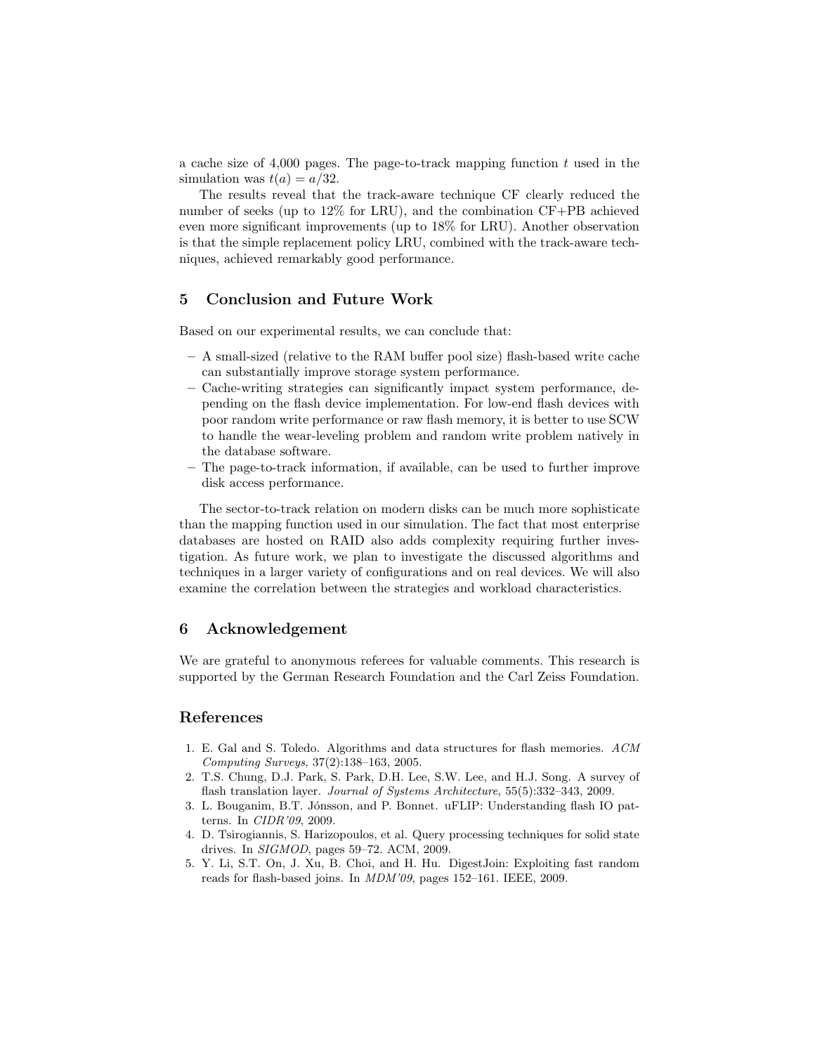a cache size of 4,000 pages. The page-to-track mapping function $t$ used in the simulation was $t(a) = a/32$.

The results reveal that the track-aware technique CF clearly reduced the number of seeks (up to 12% for LRU), and the combination CF+PB achieved even more significant improvements (up to 18% for LRU). Another observation is that the simple replacement policy LRU, combined with the track-aware techniques, achieved remarkably good performance.

## 5 Conclusion and Future Work

Based on our experimental results, we can conclude that:

- A small-sized (relative to the RAM buffer pool size) flash-based write cache can substantially improve storage system performance.
- Cache-writing strategies can significantly impact system performance, depending on the flash device implementation. For low-end flash devices with poor random write performance or raw flash memory, it is better to use SCW to handle the wear-leveling problem and random write problem natively in the database software.
- The page-to-track information, if available, can be used to further improve disk access performance.

The sector-to-track relation on modern disks can be much more sophisticate than the mapping function used in our simulation. The fact that most enterprise databases are hosted on RAID also adds complexity requiring further investigation. As future work, we plan to investigate the discussed algorithms and techniques in a larger variety of configurations and on real devices. We will also examine the correlation between the strategies and workload characteristics.

## 6 Acknowledgement

We are grateful to anonymous referees for valuable comments. This research is supported by the German Research Foundation and the Carl Zeiss Foundation.

## References

1. E. Gal and S. Toledo. Algorithms and data structures for flash memories. *ACM Computing Surveys*, 37(2):138–163, 2005.
2. T.S. Chung, D.J. Park, S. Park, D.H. Lee, S.W. Lee, and H.J. Song. A survey of flash translation layer. *Journal of Systems Architecture*, 55(5):332–343, 2009.
3. L. Bouganim, B.T. Jónsson, and P. Bonnet. uFLIP: Understanding flash IO patterns. In *CIDR'09*, 2009.
4. D. Tsirogiannis, S. Harizopoulos, et al. Query processing techniques for solid state drives. In *SIGMOD*, pages 59–72. ACM, 2009.
5. Y. Li, S.T. On, J. Xu, B. Choi, and H. Hu. DigestJoin: Exploiting fast random reads for flash-based joins. In *MDM'09*, pages 152–161. IEEE, 2009.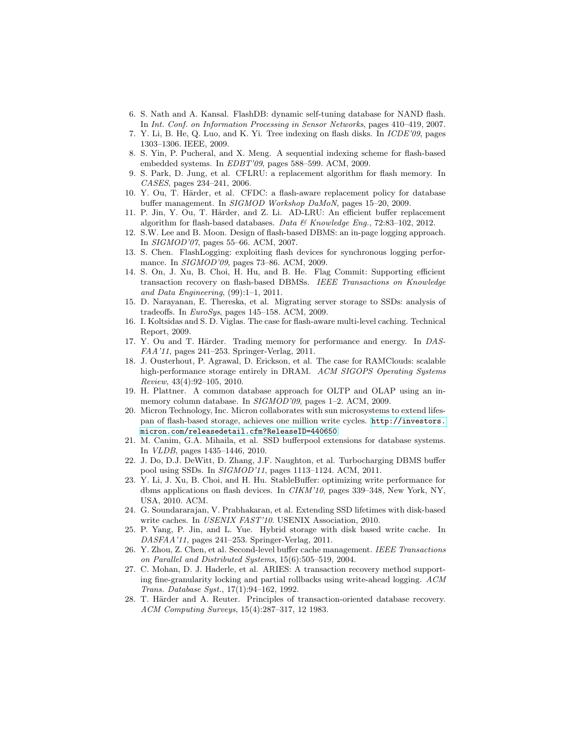6. S. Nath and A. Kansal. FlashDB: dynamic self-tuning database for NAND flash. In *Int. Conf. on Information Processing in Sensor Networks*, pages 410–419, 2007.
7. Y. Li, B. He, Q. Luo, and K. Yi. Tree indexing on flash disks. In *ICDE'09*, pages 1303–1306. IEEE, 2009.
8. S. Yin, P. Pucheral, and X. Meng. A sequential indexing scheme for flash-based embedded systems. In *EDBT'09*, pages 588–599. ACM, 2009.
9. S. Park, D. Jung, et al. CFLRU: a replacement algorithm for flash memory. In *CASES*, pages 234–241, 2006.
10. Y. Ou, T. Härder, et al. CFDC: a flash-aware replacement policy for database buffer management. In *SIGMOD Workshop DaMoN*, pages 15–20, 2009.
11. P. Jin, Y. Ou, T. Härder, and Z. Li. AD-LRU: An efficient buffer replacement algorithm for flash-based databases. *Data & Knowledge Eng.*, 72:83–102, 2012.
12. S.W. Lee and B. Moon. Design of flash-based DBMS: an in-page logging approach. In *SIGMOD'07*, pages 55–66. ACM, 2007.
13. S. Chen. FlashLogging: exploiting flash devices for synchronous logging performance. In *SIGMOD'09*, pages 73–86. ACM, 2009.
14. S. On, J. Xu, B. Choi, H. Hu, and B. He. Flag Commit: Supporting efficient transaction recovery on flash-based DBMSs. *IEEE Transactions on Knowledge and Data Engineering*, (99):1–1, 2011.
15. D. Narayanan, E. Thereska, et al. Migrating server storage to SSDs: analysis of tradeoffs. In *EuroSys*, pages 145–158. ACM, 2009.
16. I. Koltsidas and S. D. Viglas. The case for flash-aware multi-level caching. Technical Report, 2009.
17. Y. Ou and T. Härder. Trading memory for performance and energy. In *DASFAA'11*, pages 241–253. Springer-Verlag, 2011.
18. J. Ousterhout, P. Agrawal, D. Erickson, et al. The case for RAMClouds: scalable high-performance storage entirely in DRAM. *ACM SIGOPS Operating Systems Review*, 43(4):92–105, 2010.
19. H. Plattner. A common database approach for OLTP and OLAP using an in-memory column database. In *SIGMOD'09*, pages 1–2. ACM, 2009.
20. Micron Technology, Inc. Micron collaborates with sun microsystems to extend lifespan of flash-based storage, achieves one million write cycles. http://investors.micron.com/releasedetail.cfm?ReleaseID=440650
21. M. Canim, G.A. Mihaila, et al. SSD bufferpool extensions for database systems. In *VLDB*, pages 1435–1446, 2010.
22. J. Do, D.J. DeWitt, D. Zhang, J.F. Naughton, et al. Turbocharging DBMS buffer pool using SSDs. In *SIGMOD'11*, pages 1113–1124. ACM, 2011.
23. Y. Li, J. Xu, B. Choi, and H. Hu. StableBuffer: optimizing write performance for dbms applications on flash devices. In *CIKM'10*, pages 339–348, New York, NY, USA, 2010. ACM.
24. G. Soundararajan, V. Prabhakaran, et al. Extending SSD lifetimes with disk-based write caches. In *USENIX FAST'10*. USENIX Association, 2010.
25. P. Yang, P. Jin, and L. Yue. Hybrid storage with disk based write cache. In *DASFAA'11*, pages 241–253. Springer-Verlag, 2011.
26. Y. Zhou, Z. Chen, et al. Second-level buffer cache management. *IEEE Transactions on Parallel and Distributed Systems*, 15(6):505–519, 2004.
27. C. Mohan, D. J. Haderle, et al. ARIES: A transaction recovery method supporting fine-granularity locking and partial rollbacks using write-ahead logging. *ACM Trans. Database Syst.*, 17(1):94–162, 1992.
28. T. Härder and A. Reuter. Principles of transaction-oriented database recovery. *ACM Computing Surveys*, 15(4):287–317, 12 1983.